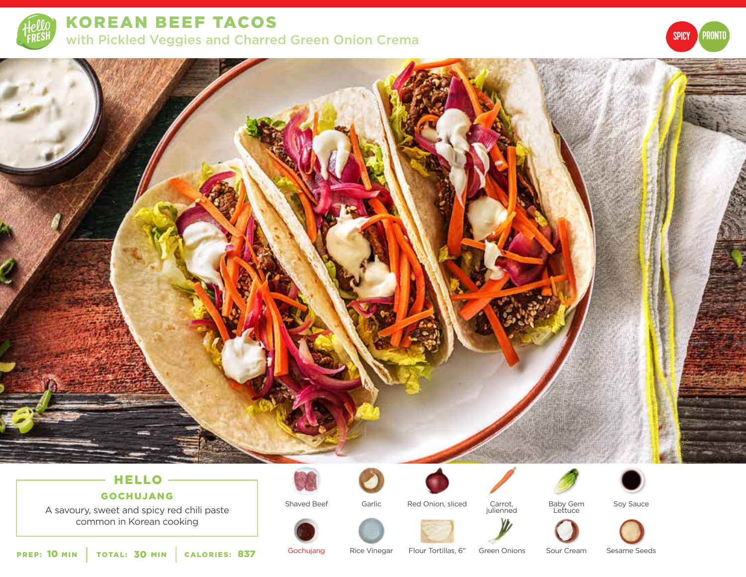# KOREAN BEEF TACOS

## with Pickled Veggies and Charred Green Onion Crema

SPICY PRONTO

### HELLO GOCHUJANG

A savoury, sweet and spicy red chili paste common in Korean cooking

**PREP:** 10 MIN | **TOTAL:** 30 MIN | **CALORIES:** 837

- Shaved Beef
- Garlic
- Red Onion, sliced
- Carrot, julienned
- Baby Gem Lettuce
- Soy Sauce
- Gochujang
- Rice Vinegar
- Flour Tortillas, 6"
- Green Onions
- Sour Cream
- Sesame Seeds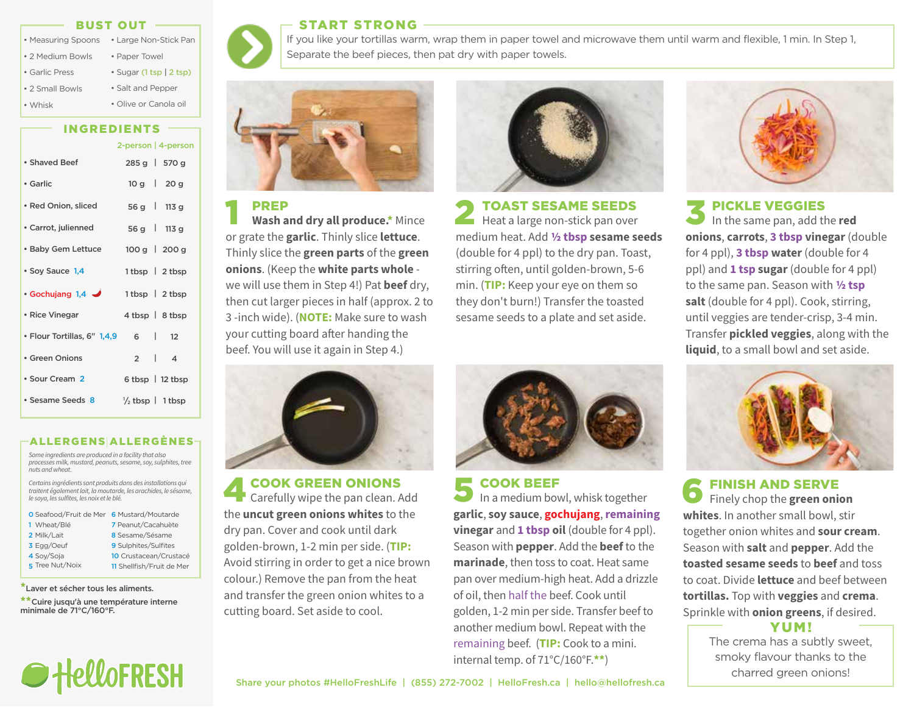## BUST OUT

- Measuring Spoons
- 2 Medium Bowls
- Garlic Press
- 2 Small Bowls
- Whisk
- Large Non-Stick Pan
- Paper Towel
- Sugar (1 tsp | 2 tsp)
- Salt and Pepper
- Olive or Canola oil

## INGREDIENTS

| | 2-person | 4-person |
|---|---|---|
| Shaved Beef | 285 g | 570 g |
| Garlic | 10 g | 20 g |
| Red Onion, sliced | 56 g | 113 g |
| Carrot, julienned | 56 g | 113 g |
| Baby Gem Lettuce | 100 g | 200 g |
| Soy Sauce 1,4 | 1 tbsp | 2 tbsp |
| Gochujang 1,4 | 1 tbsp | 2 tbsp |
| Rice Vinegar | 4 tbsp | 8 tbsp |
| Flour Tortillas, 6" 1,4,9 | 6 | 12 |
| Green Onions | 2 | 4 |
| Sour Cream 2 | 6 tbsp | 12 tbsp |
| Sesame Seeds 8 | ½ tbsp | 1 tbsp |

## ALLERGENS | ALLERGÈNES

*Some ingredients are produced in a facility that also processes milk, mustard, peanuts, sesame, soy, sulphites, tree nuts and wheat.*

*Certains ingrédients sont produits dans des installations qui traitent également lait, la moutarde, les arachides, le sésame, le soya, les sulfites, les noix et le blé.*

- 0 Seafood/Fruit de Mer
- 1 Wheat/Blé
- 2 Milk/Lait
- 3 Egg/Oeuf
- 4 Soy/Soja
- 5 Tree Nut/Noix
- 6 Mustard/Moutarde
- 7 Peanut/Cacahuète
- 8 Sesame/Sésame
- 9 Sulphites/Sulfites
- 10 Crustacean/Crustacé
- 11 Shellfish/Fruit de Mer

*Laver et sécher tous les aliments.

**Cuire jusqu'à une température interne minimale de 71°C/160°F.

## START STRONG

If you like your tortillas warm, wrap them in paper towel and microwave them until warm and flexible, 1 min. In Step 1, Separate the beef pieces, then pat dry with paper towels.

## 1 PREP

**Wash and dry all produce.*** Mince or grate the **garlic**. Thinly slice **lettuce**. Thinly slice the **green parts** of the **green onions**. (Keep the **white parts whole** - we will use them in Step 4!) Pat **beef** dry, then cut larger pieces in half (approx. 2 to 3 -inch wide). (**NOTE:** Make sure to wash your cutting board after handing the beef. You will use it again in Step 4.)

## 2 TOAST SESAME SEEDS

Heat a large non-stick pan over medium heat. Add **½ tbsp sesame seeds** (double for 4 ppl) to the dry pan. Toast, stirring often, until golden-brown, 5-6 min. (**TIP:** Keep your eye on them so they don't burn!) Transfer the toasted sesame seeds to a plate and set aside.

## 3 PICKLE VEGGIES

In the same pan, add the **red onions**, **carrots**, **3 tbsp vinegar** (double for 4 ppl), **3 tbsp water** (double for 4 ppl) and **1 tsp sugar** (double for 4 ppl) to the same pan. Season with **½ tsp salt** (double for 4 ppl). Cook, stirring, until veggies are tender-crisp, 3-4 min. Transfer **pickled veggies**, along with the **liquid**, to a small bowl and set aside.

## 4 COOK GREEN ONIONS

Carefully wipe the pan clean. Add the **uncut green onions whites** to the dry pan. Cover and cook until dark golden-brown, 1-2 min per side. (**TIP:** Avoid stirring in order to get a nice brown colour.) Remove the pan from the heat and transfer the green onion whites to a cutting board. Set aside to cool.

## 5 COOK BEEF

In a medium bowl, whisk together **garlic**, **soy sauce**, **gochujang**, **remaining vinegar** and **1 tbsp oil** (double for 4 ppl). Season with **pepper**. Add the **beef** to the **marinade**, then toss to coat. Heat same pan over medium-high heat. Add a drizzle of oil, then half the beef. Cook until golden, 1-2 min per side. Transfer beef to another medium bowl. Repeat with the remaining beef. (**TIP:** Cook to a mini. internal temp. of 71°C/160°F.**)

## 6 FINISH AND SERVE

Finely chop the **green onion whites**. In another small bowl, stir together onion whites and **sour cream**. Season with **salt** and **pepper**. Add the **toasted sesame seeds** to **beef** and toss to coat. Divide **lettuce** and beef between **tortillas.** Top with **veggies** and **crema**. Sprinkle with **onion greens**, if desired.

## YUM!

The crema has a subtly sweet, smoky flavour thanks to the charred green onions!

Share your photos #HelloFreshLife | (855) 272-7002 | HelloFresh.ca | hello@hellofresh.ca

HelloFRESH